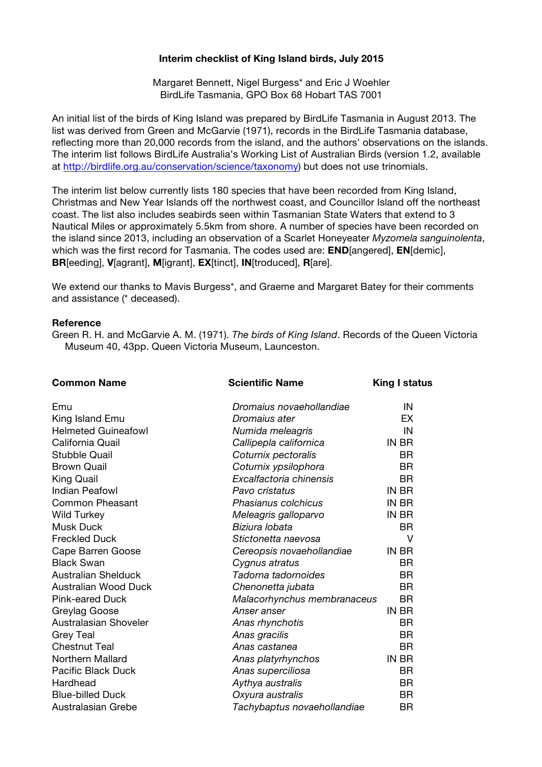**Interim checklist of King Island birds, July 2015**

Margaret Bennett, Nigel Burgess* and Eric J Woehler
BirdLife Tasmania, GPO Box 68 Hobart TAS 7001

An initial list of the birds of King Island was prepared by BirdLife Tasmania in August 2013. The list was derived from Green and McGarvie (1971), records in the BirdLife Tasmania database, reflecting more than 20,000 records from the island, and the authors' observations on the islands. The interim list follows BirdLife Australia's Working List of Australian Birds (version 1.2, available at http://birdlife.org.au/conservation/science/taxonomy) but does not use trinomials.

The interim list below currently lists 180 species that have been recorded from King Island, Christmas and New Year Islands off the northwest coast, and Councillor Island off the northeast coast. The list also includes seabirds seen within Tasmanian State Waters that extend to 3 Nautical Miles or approximately 5.5km from shore. A number of species have been recorded on the island since 2013, including an observation of a Scarlet Honeyeater *Myzomela sanguinolenta*, which was the first record for Tasmania. The codes used are: **END**[angered], **EN**[demic], **BR**[eeding], **V**[agrant], **M**[igrant], **EX**[tinct], **IN**[troduced], **R**[are].

We extend our thanks to Mavis Burgess*, and Graeme and Margaret Batey for their comments and assistance (* deceased).

**Reference**

Green R. H. and McGarvie A. M. (1971). *The birds of King Island*. Records of the Queen Victoria Museum 40, 43pp. Queen Victoria Museum, Launceston.

| **Common Name** | **Scientific Name** | **King I status** |
|---|---|---|
| Emu | *Dromaius novaehollandiae* | IN |
| King Island Emu | *Dromaius ater* | EX |
| Helmeted Guineafowl | *Numida meleagris* | IN |
| California Quail | *Callipepla californica* | IN BR |
| Stubble Quail | *Coturnix pectoralis* | BR |
| Brown Quail | *Coturnix ypsilophora* | BR |
| King Quail | *Excalfactoria chinensis* | BR |
| Indian Peafowl | *Pavo cristatus* | IN BR |
| Common Pheasant | *Phasianus colchicus* | IN BR |
| Wild Turkey | *Meleagris galloparvo* | IN BR |
| Musk Duck | *Biziura lobata* | BR |
| Freckled Duck | *Stictonetta naevosa* | V |
| Cape Barren Goose | *Cereopsis novaehollandiae* | IN BR |
| Black Swan | *Cygnus atratus* | BR |
| Australian Shelduck | *Tadorna tadornoides* | BR |
| Australian Wood Duck | *Chenonetta jubata* | BR |
| Pink-eared Duck | *Malacorhynchus membranaceus* | BR |
| Greylag Goose | *Anser anser* | IN BR |
| Australasian Shoveler | *Anas rhynchotis* | BR |
| Grey Teal | *Anas gracilis* | BR |
| Chestnut Teal | *Anas castanea* | BR |
| Northern Mallard | *Anas platyrhynchos* | IN BR |
| Pacific Black Duck | *Anas superciliosa* | BR |
| Hardhead | *Aythya australis* | BR |
| Blue-billed Duck | *Oxyura australis* | BR |
| Australasian Grebe | *Tachybaptus novaehollandiae* | BR |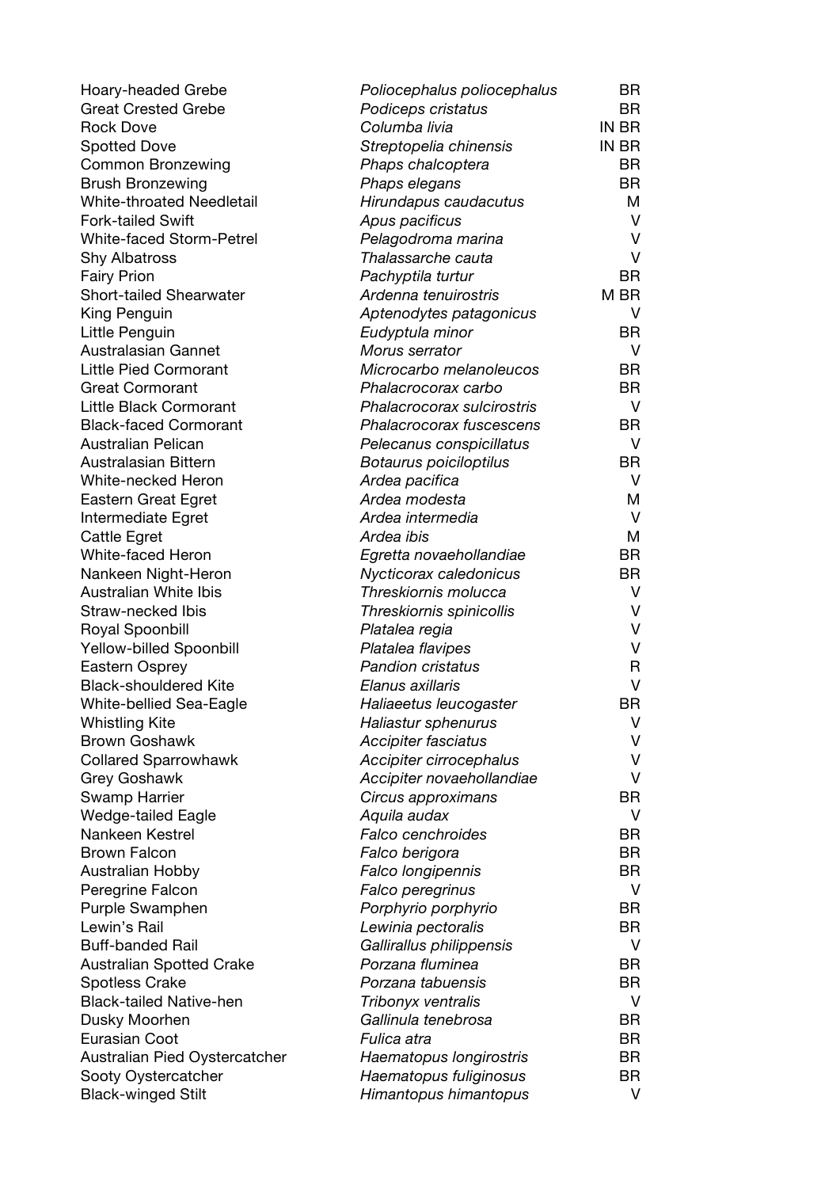| | | |
|---|---|---|
| Hoary-headed Grebe | *Poliocephalus poliocephalus* | BR |
| Great Crested Grebe | *Podiceps cristatus* | BR |
| Rock Dove | *Columba livia* | IN BR |
| Spotted Dove | *Streptopelia chinensis* | IN BR |
| Common Bronzewing | *Phaps chalcoptera* | BR |
| Brush Bronzewing | *Phaps elegans* | BR |
| White-throated Needletail | *Hirundapus caudacutus* | M |
| Fork-tailed Swift | *Apus pacificus* | V |
| White-faced Storm-Petrel | *Pelagodroma marina* | V |
| Shy Albatross | *Thalassarche cauta* | V |
| Fairy Prion | *Pachyptila turtur* | BR |
| Short-tailed Shearwater | *Ardenna tenuirostris* | M BR |
| King Penguin | *Aptenodytes patagonicus* | V |
| Little Penguin | *Eudyptula minor* | BR |
| Australasian Gannet | *Morus serrator* | V |
| Little Pied Cormorant | *Microcarbo melanoleucos* | BR |
| Great Cormorant | *Phalacrocorax carbo* | BR |
| Little Black Cormorant | *Phalacrocorax sulcirostris* | V |
| Black-faced Cormorant | *Phalacrocorax fuscescens* | BR |
| Australian Pelican | *Pelecanus conspicillatus* | V |
| Australasian Bittern | *Botaurus poiciloptilus* | BR |
| White-necked Heron | *Ardea pacifica* | V |
| Eastern Great Egret | *Ardea modesta* | M |
| Intermediate Egret | *Ardea intermedia* | V |
| Cattle Egret | *Ardea ibis* | M |
| White-faced Heron | *Egretta novaehollandiae* | BR |
| Nankeen Night-Heron | *Nycticorax caledonicus* | BR |
| Australian White Ibis | *Threskiornis molucca* | V |
| Straw-necked Ibis | *Threskiornis spinicollis* | V |
| Royal Spoonbill | *Platalea regia* | V |
| Yellow-billed Spoonbill | *Platalea flavipes* | V |
| Eastern Osprey | *Pandion cristatus* | R |
| Black-shouldered Kite | *Elanus axillaris* | V |
| White-bellied Sea-Eagle | *Haliaeetus leucogaster* | BR |
| Whistling Kite | *Haliastur sphenurus* | V |
| Brown Goshawk | *Accipiter fasciatus* | V |
| Collared Sparrowhawk | *Accipiter cirrocephalus* | V |
| Grey Goshawk | *Accipiter novaehollandiae* | V |
| Swamp Harrier | *Circus approximans* | BR |
| Wedge-tailed Eagle | *Aquila audax* | V |
| Nankeen Kestrel | *Falco cenchroides* | BR |
| Brown Falcon | *Falco berigora* | BR |
| Australian Hobby | *Falco longipennis* | BR |
| Peregrine Falcon | *Falco peregrinus* | V |
| Purple Swamphen | *Porphyrio porphyrio* | BR |
| Lewin's Rail | *Lewinia pectoralis* | BR |
| Buff-banded Rail | *Gallirallus philippensis* | V |
| Australian Spotted Crake | *Porzana fluminea* | BR |
| Spotless Crake | *Porzana tabuensis* | BR |
| Black-tailed Native-hen | *Tribonyx ventralis* | V |
| Dusky Moorhen | *Gallinula tenebrosa* | BR |
| Eurasian Coot | *Fulica atra* | BR |
| Australian Pied Oystercatcher | *Haematopus longirostris* | BR |
| Sooty Oystercatcher | *Haematopus fuliginosus* | BR |
| Black-winged Stilt | *Himantopus himantopus* | V |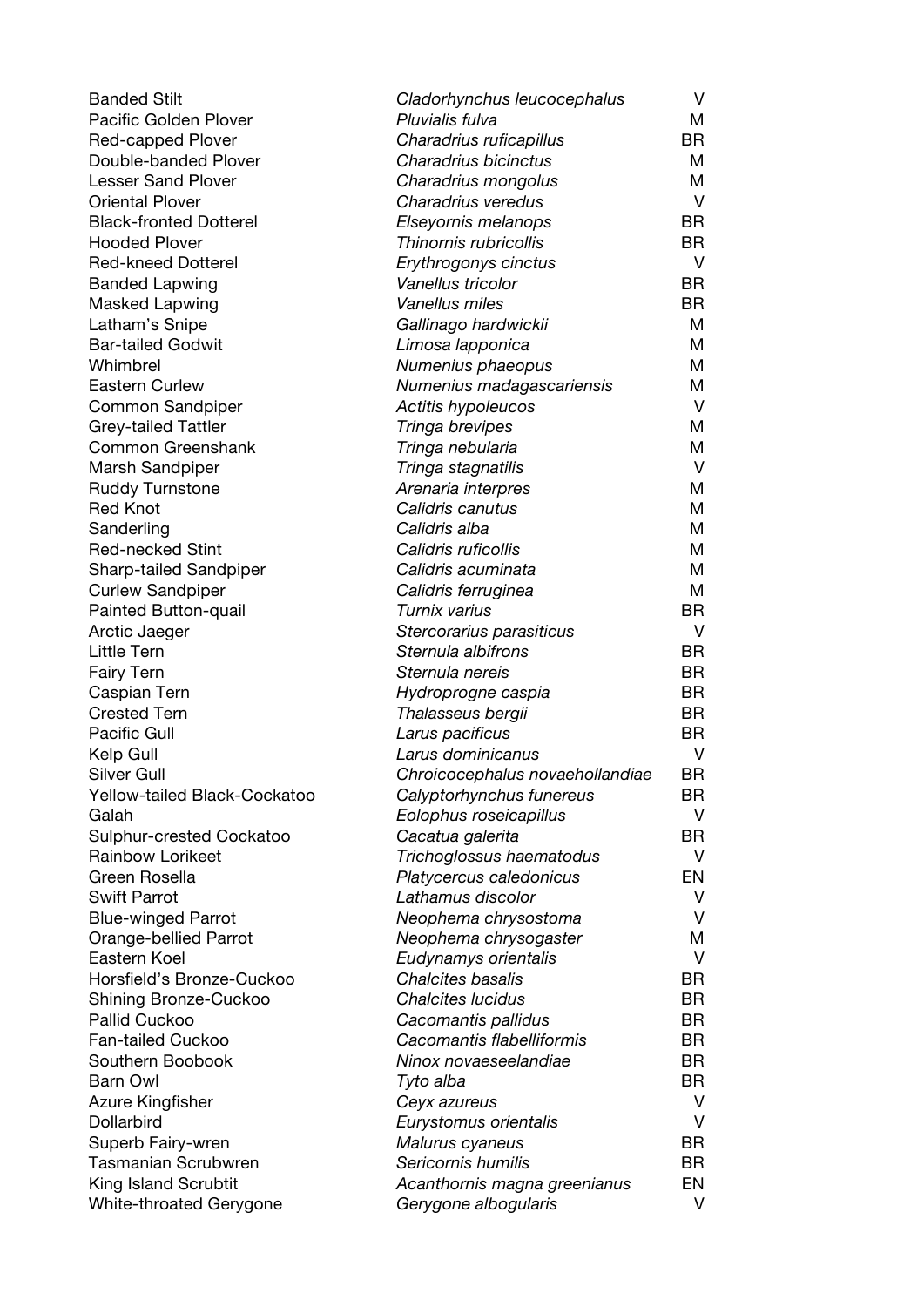| | | |
|---|---|---|
| Banded Stilt | *Cladorhynchus leucocephalus* | V |
| Pacific Golden Plover | *Pluvialis fulva* | M |
| Red-capped Plover | *Charadrius ruficapillus* | BR |
| Double-banded Plover | *Charadrius bicinctus* | M |
| Lesser Sand Plover | *Charadrius mongolus* | M |
| Oriental Plover | *Charadrius veredus* | V |
| Black-fronted Dotterel | *Elseyornis melanops* | BR |
| Hooded Plover | *Thinornis rubricollis* | BR |
| Red-kneed Dotterel | *Erythrogonys cinctus* | V |
| Banded Lapwing | *Vanellus tricolor* | BR |
| Masked Lapwing | *Vanellus miles* | BR |
| Latham's Snipe | *Gallinago hardwickii* | M |
| Bar-tailed Godwit | *Limosa lapponica* | M |
| Whimbrel | *Numenius phaeopus* | M |
| Eastern Curlew | *Numenius madagascariensis* | M |
| Common Sandpiper | *Actitis hypoleucos* | V |
| Grey-tailed Tattler | *Tringa brevipes* | M |
| Common Greenshank | *Tringa nebularia* | M |
| Marsh Sandpiper | *Tringa stagnatilis* | V |
| Ruddy Turnstone | *Arenaria interpres* | M |
| Red Knot | *Calidris canutus* | M |
| Sanderling | *Calidris alba* | M |
| Red-necked Stint | *Calidris ruficollis* | M |
| Sharp-tailed Sandpiper | *Calidris acuminata* | M |
| Curlew Sandpiper | *Calidris ferruginea* | M |
| Painted Button-quail | *Turnix varius* | BR |
| Arctic Jaeger | *Stercorarius parasiticus* | V |
| Little Tern | *Sternula albifrons* | BR |
| Fairy Tern | *Sternula nereis* | BR |
| Caspian Tern | *Hydroprogne caspia* | BR |
| Crested Tern | *Thalasseus bergii* | BR |
| Pacific Gull | *Larus pacificus* | BR |
| Kelp Gull | *Larus dominicanus* | V |
| Silver Gull | *Chroicocephalus novaehollandiae* | BR |
| Yellow-tailed Black-Cockatoo | *Calyptorhynchus funereus* | BR |
| Galah | *Eolophus roseicapillus* | V |
| Sulphur-crested Cockatoo | *Cacatua galerita* | BR |
| Rainbow Lorikeet | *Trichoglossus haematodus* | V |
| Green Rosella | *Platycercus caledonicus* | EN |
| Swift Parrot | *Lathamus discolor* | V |
| Blue-winged Parrot | *Neophema chrysostoma* | V |
| Orange-bellied Parrot | *Neophema chrysogaster* | M |
| Eastern Koel | *Eudynamys orientalis* | V |
| Horsfield's Bronze-Cuckoo | *Chalcites basalis* | BR |
| Shining Bronze-Cuckoo | *Chalcites lucidus* | BR |
| Pallid Cuckoo | *Cacomantis pallidus* | BR |
| Fan-tailed Cuckoo | *Cacomantis flabelliformis* | BR |
| Southern Boobook | *Ninox novaeseelandiae* | BR |
| Barn Owl | *Tyto alba* | BR |
| Azure Kingfisher | *Ceyx azureus* | V |
| Dollarbird | *Eurystomus orientalis* | V |
| Superb Fairy-wren | *Malurus cyaneus* | BR |
| Tasmanian Scrubwren | *Sericornis humilis* | BR |
| King Island Scrubtit | *Acanthornis magna greenianus* | EN |
| White-throated Gerygone | *Gerygone albogularis* | V |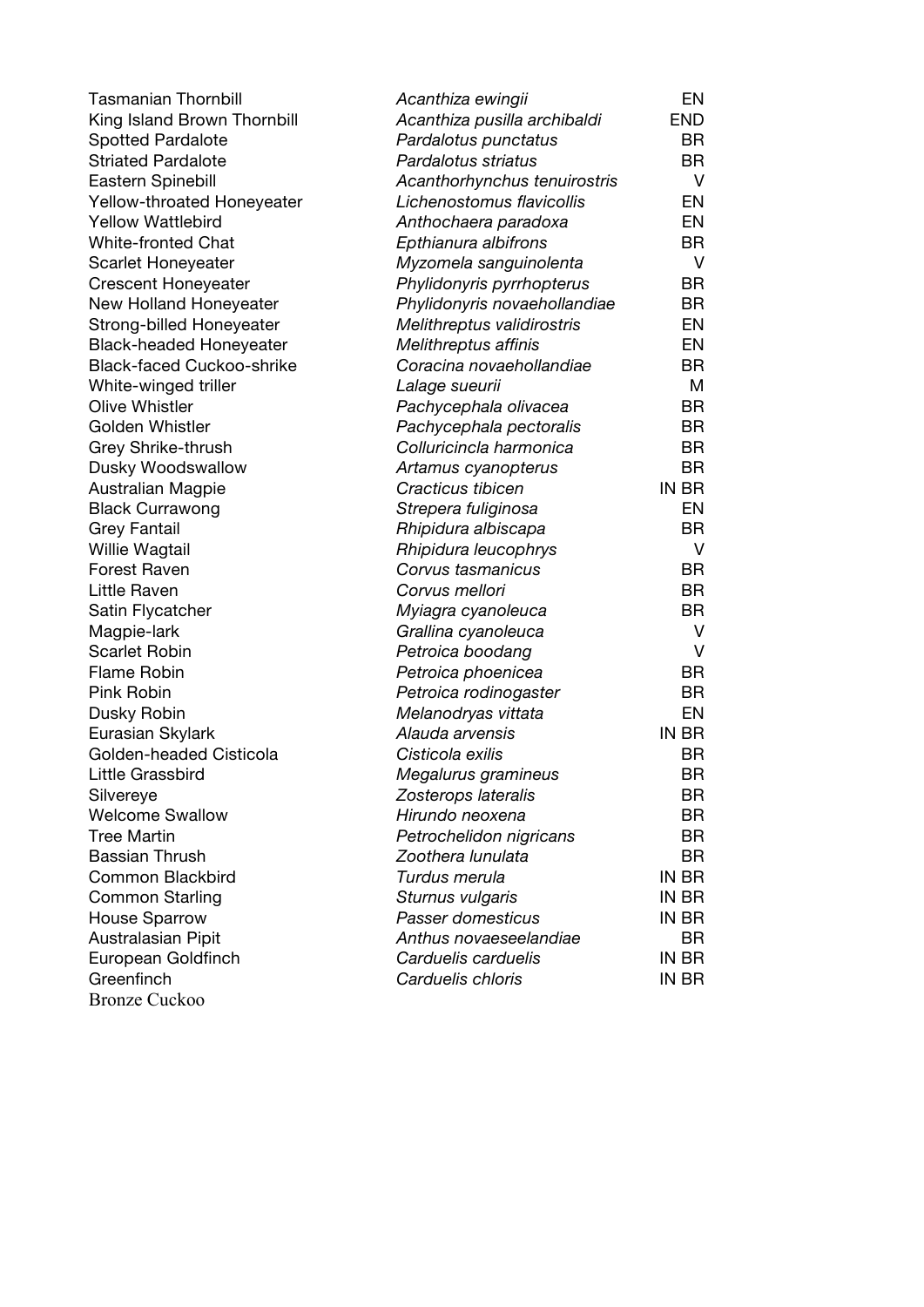| | | |
|---|---|---|
| Tasmanian Thornbill | *Acanthiza ewingii* | EN |
| King Island Brown Thornbill | *Acanthiza pusilla archibaldi* | END |
| Spotted Pardalote | *Pardalotus punctatus* | BR |
| Striated Pardalote | *Pardalotus striatus* | BR |
| Eastern Spinebill | *Acanthorhynchus tenuirostris* | V |
| Yellow-throated Honeyeater | *Lichenostomus flavicollis* | EN |
| Yellow Wattlebird | *Anthochaera paradoxa* | EN |
| White-fronted Chat | *Epthianura albifrons* | BR |
| Scarlet Honeyeater | *Myzomela sanguinolenta* | V |
| Crescent Honeyeater | *Phylidonyris pyrrhopterus* | BR |
| New Holland Honeyeater | *Phylidonyris novaehollandiae* | BR |
| Strong-billed Honeyeater | *Melithreptus validirostris* | EN |
| Black-headed Honeyeater | *Melithreptus affinis* | EN |
| Black-faced Cuckoo-shrike | *Coracina novaehollandiae* | BR |
| White-winged triller | *Lalage sueurii* | M |
| Olive Whistler | *Pachycephala olivacea* | BR |
| Golden Whistler | *Pachycephala pectoralis* | BR |
| Grey Shrike-thrush | *Colluricincla harmonica* | BR |
| Dusky Woodswallow | *Artamus cyanopterus* | BR |
| Australian Magpie | *Cracticus tibicen* | IN BR |
| Black Currawong | *Strepera fuliginosa* | EN |
| Grey Fantail | *Rhipidura albiscapa* | BR |
| Willie Wagtail | *Rhipidura leucophrys* | V |
| Forest Raven | *Corvus tasmanicus* | BR |
| Little Raven | *Corvus mellori* | BR |
| Satin Flycatcher | *Myiagra cyanoleuca* | BR |
| Magpie-lark | *Grallina cyanoleuca* | V |
| Scarlet Robin | *Petroica boodang* | V |
| Flame Robin | *Petroica phoenicea* | BR |
| Pink Robin | *Petroica rodinogaster* | BR |
| Dusky Robin | *Melanodryas vittata* | EN |
| Eurasian Skylark | *Alauda arvensis* | IN BR |
| Golden-headed Cisticola | *Cisticola exilis* | BR |
| Little Grassbird | *Megalurus gramineus* | BR |
| Silvereye | *Zosterops lateralis* | BR |
| Welcome Swallow | *Hirundo neoxena* | BR |
| Tree Martin | *Petrochelidon nigricans* | BR |
| Bassian Thrush | *Zoothera lunulata* | BR |
| Common Blackbird | *Turdus merula* | IN BR |
| Common Starling | *Sturnus vulgaris* | IN BR |
| House Sparrow | *Passer domesticus* | IN BR |
| Australasian Pipit | *Anthus novaeseelandiae* | BR |
| European Goldfinch | *Carduelis carduelis* | IN BR |
| Greenfinch | *Carduelis chloris* | IN BR |
| Bronze Cuckoo | | |